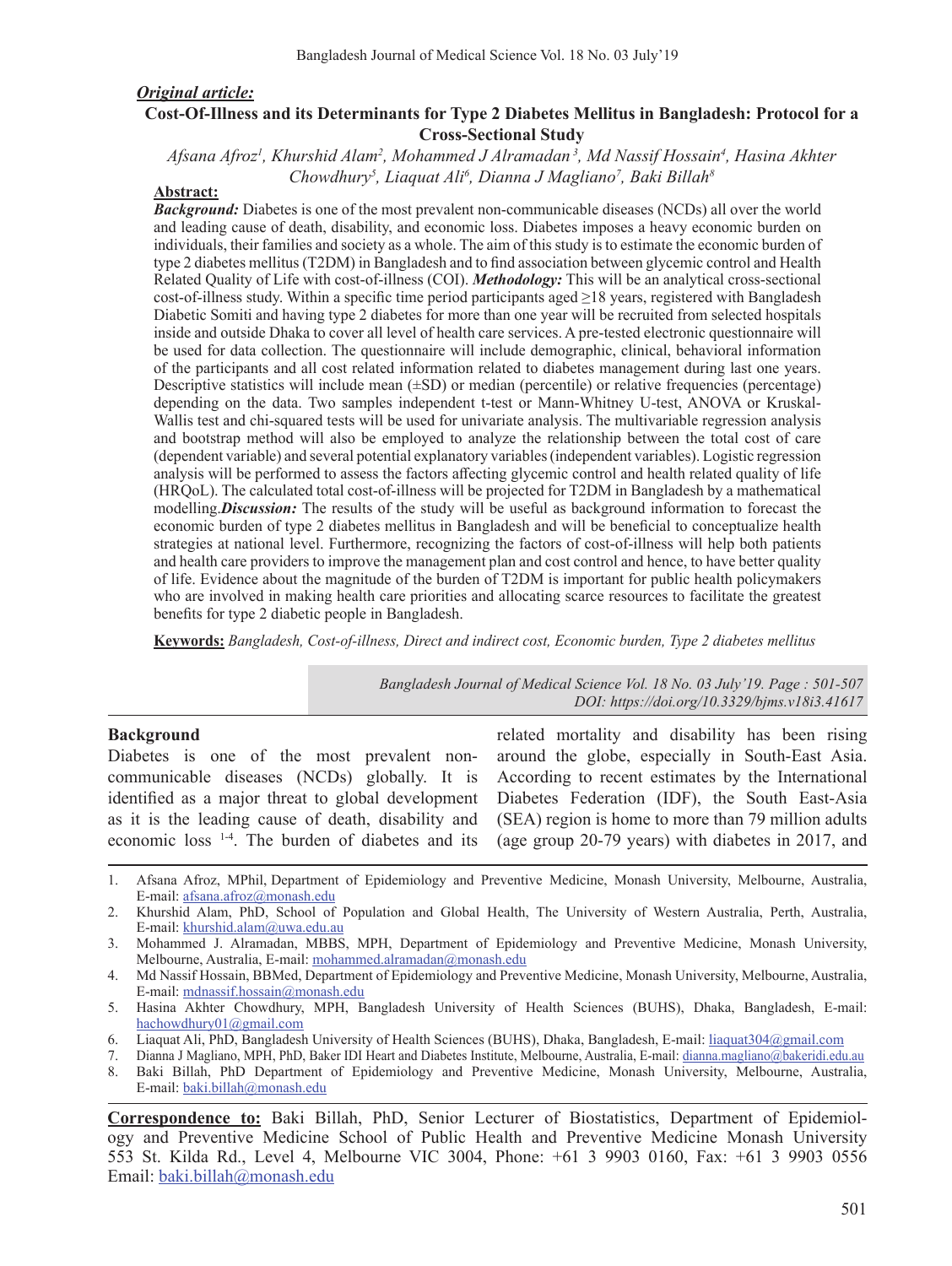***Original article:***

# Cost-Of-Illness and its Determinants for Type 2 Diabetes Mellitus in Bangladesh: Protocol for a Cross-Sectional Study

*Afsana Afroz[1], Khurshid Alam[2], Mohammed J Alramadan[3], Md Nassif Hossain[4], Hasina Akhter Chowdhury[5], Liaquat Ali[6], Dianna J Magliano[7], Baki Billah[8]*

**Abstract:**

***Background:*** Diabetes is one of the most prevalent non-communicable diseases (NCDs) all over the world and leading cause of death, disability, and economic loss. Diabetes imposes a heavy economic burden on individuals, their families and society as a whole. The aim of this study is to estimate the economic burden of type 2 diabetes mellitus (T2DM) in Bangladesh and to find association between glycemic control and Health Related Quality of Life with cost-of-illness (COI). ***Methodology:*** This will be an analytical cross-sectional cost-of-illness study. Within a specific time period participants aged ≥18 years, registered with Bangladesh Diabetic Somiti and having type 2 diabetes for more than one year will be recruited from selected hospitals inside and outside Dhaka to cover all level of health care services. A pre-tested electronic questionnaire will be used for data collection. The questionnaire will include demographic, clinical, behavioral information of the participants and all cost related information related to diabetes management during last one years. Descriptive statistics will include mean (±SD) or median (percentile) or relative frequencies (percentage) depending on the data. Two samples independent t-test or Mann-Whitney U-test, ANOVA or Kruskal-Wallis test and chi-squared tests will be used for univariate analysis. The multivariable regression analysis and bootstrap method will also be employed to analyze the relationship between the total cost of care (dependent variable) and several potential explanatory variables (independent variables). Logistic regression analysis will be performed to assess the factors affecting glycemic control and health related quality of life (HRQoL). The calculated total cost-of-illness will be projected for T2DM in Bangladesh by a mathematical modelling.***Discussion:*** The results of the study will be useful as background information to forecast the economic burden of type 2 diabetes mellitus in Bangladesh and will be beneficial to conceptualize health strategies at national level. Furthermore, recognizing the factors of cost-of-illness will help both patients and health care providers to improve the management plan and cost control and hence, to have better quality of life. Evidence about the magnitude of the burden of T2DM is important for public health policymakers who are involved in making health care priorities and allocating scarce resources to facilitate the greatest benefits for type 2 diabetic people in Bangladesh.

**Keywords:** *Bangladesh, Cost-of-illness, Direct and indirect cost, Economic burden, Type 2 diabetes mellitus*

*Bangladesh Journal of Medical Science Vol. 18 No. 03 July'19. Page : 501-507*
*DOI: https://doi.org/10.3329/bjms.v18i3.41617*

## Background

Diabetes is one of the most prevalent non-communicable diseases (NCDs) globally. It is identified as a major threat to global development as it is the leading cause of death, disability and economic loss [1-4]. The burden of diabetes and its related mortality and disability has been rising around the globe, especially in South-East Asia. According to recent estimates by the International Diabetes Federation (IDF), the South East-Asia (SEA) region is home to more than 79 million adults (age group 20-79 years) with diabetes in 2017, and

1. Afsana Afroz, MPhil, Department of Epidemiology and Preventive Medicine, Monash University, Melbourne, Australia, E-mail: afsana.afroz@monash.edu
2. Khurshid Alam, PhD, School of Population and Global Health, The University of Western Australia, Perth, Australia, E-mail: khurshid.alam@uwa.edu.au
3. Mohammed J. Alramadan, MBBS, MPH, Department of Epidemiology and Preventive Medicine, Monash University, Melbourne, Australia, E-mail: mohammed.alramadan@monash.edu
4. Md Nassif Hossain, BBMed, Department of Epidemiology and Preventive Medicine, Monash University, Melbourne, Australia, E-mail: mdnassif.hossain@monash.edu
5. Hasina Akhter Chowdhury, MPH, Bangladesh University of Health Sciences (BUHS), Dhaka, Bangladesh, E-mail: hachowdhury01@gmail.com
6. Liaquat Ali, PhD, Bangladesh University of Health Sciences (BUHS), Dhaka, Bangladesh, E-mail: liaquat304@gmail.com
7. Dianna J Magliano, MPH, PhD, Baker IDI Heart and Diabetes Institute, Melbourne, Australia, E-mail: dianna.magliano@bakeridi.edu.au
8. Baki Billah, PhD Department of Epidemiology and Preventive Medicine, Monash University, Melbourne, Australia, E-mail: baki.billah@monash.edu

**Correspondence to:** Baki Billah, PhD, Senior Lecturer of Biostatistics, Department of Epidemiology and Preventive Medicine School of Public Health and Preventive Medicine Monash University 553 St. Kilda Rd., Level 4, Melbourne VIC 3004, Phone: +61 3 9903 0160, Fax: +61 3 9903 0556 Email: baki.billah@monash.edu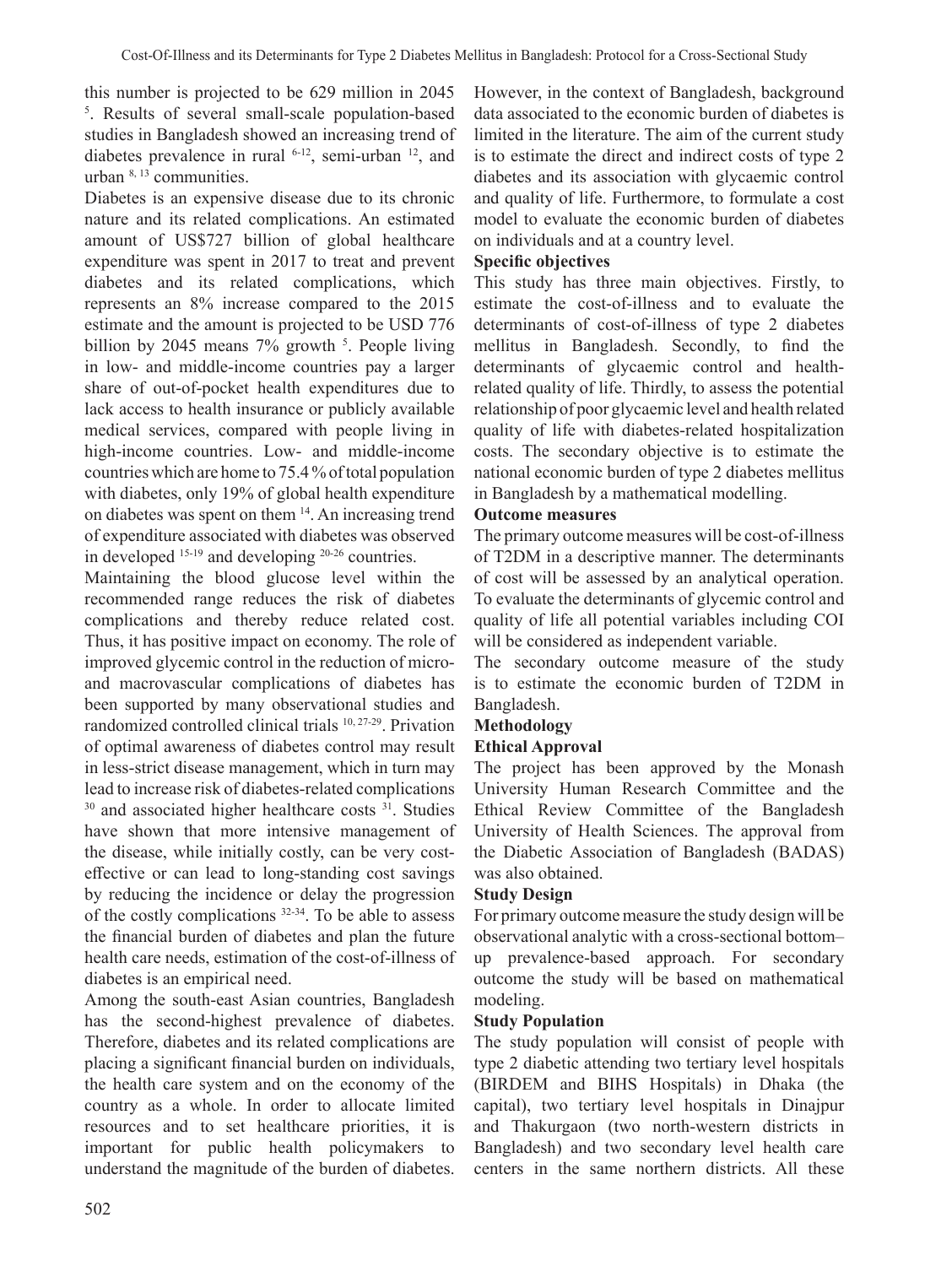this number is projected to be 629 million in 2045 [5]. Results of several small-scale population-based studies in Bangladesh showed an increasing trend of diabetes prevalence in rural [6-12], semi-urban [12], and urban [8, 13] communities.

Diabetes is an expensive disease due to its chronic nature and its related complications. An estimated amount of US$727 billion of global healthcare expenditure was spent in 2017 to treat and prevent diabetes and its related complications, which represents an 8% increase compared to the 2015 estimate and the amount is projected to be USD 776 billion by 2045 means 7% growth [5]. People living in low- and middle-income countries pay a larger share of out-of-pocket health expenditures due to lack access to health insurance or publicly available medical services, compared with people living in high-income countries. Low- and middle-income countries which are home to 75.4 % of total population with diabetes, only 19% of global health expenditure on diabetes was spent on them [14]. An increasing trend of expenditure associated with diabetes was observed in developed [15-19] and developing [20-26] countries.

Maintaining the blood glucose level within the recommended range reduces the risk of diabetes complications and thereby reduce related cost. Thus, it has positive impact on economy. The role of improved glycemic control in the reduction of micro- and macrovascular complications of diabetes has been supported by many observational studies and randomized controlled clinical trials [10, 27-29]. Privation of optimal awareness of diabetes control may result in less-strict disease management, which in turn may lead to increase risk of diabetes-related complications [30] and associated higher healthcare costs [31]. Studies have shown that more intensive management of the disease, while initially costly, can be very cost-effective or can lead to long-standing cost savings by reducing the incidence or delay the progression of the costly complications [32-34]. To be able to assess the financial burden of diabetes and plan the future health care needs, estimation of the cost-of-illness of diabetes is an empirical need.

Among the south-east Asian countries, Bangladesh has the second-highest prevalence of diabetes. Therefore, diabetes and its related complications are placing a significant financial burden on individuals, the health care system and on the economy of the country as a whole. In order to allocate limited resources and to set healthcare priorities, it is important for public health policymakers to understand the magnitude of the burden of diabetes. However, in the context of Bangladesh, background data associated to the economic burden of diabetes is limited in the literature. The aim of the current study is to estimate the direct and indirect costs of type 2 diabetes and its association with glycaemic control and quality of life. Furthermore, to formulate a cost model to evaluate the economic burden of diabetes on individuals and at a country level.

**Specific objectives**

This study has three main objectives. Firstly, to estimate the cost-of-illness and to evaluate the determinants of cost-of-illness of type 2 diabetes mellitus in Bangladesh. Secondly, to find the determinants of glycaemic control and health-related quality of life. Thirdly, to assess the potential relationship of poor glycaemic level and health related quality of life with diabetes-related hospitalization costs. The secondary objective is to estimate the national economic burden of type 2 diabetes mellitus in Bangladesh by a mathematical modelling.

**Outcome measures**

The primary outcome measures will be cost-of-illness of T2DM in a descriptive manner. The determinants of cost will be assessed by an analytical operation. To evaluate the determinants of glycemic control and quality of life all potential variables including COI will be considered as independent variable.

The secondary outcome measure of the study is to estimate the economic burden of T2DM in Bangladesh.

**Methodology**

**Ethical Approval**

The project has been approved by the Monash University Human Research Committee and the Ethical Review Committee of the Bangladesh University of Health Sciences. The approval from the Diabetic Association of Bangladesh (BADAS) was also obtained.

**Study Design**

For primary outcome measure the study design will be observational analytic with a cross-sectional bottom–up prevalence-based approach. For secondary outcome the study will be based on mathematical modeling.

**Study Population**

The study population will consist of people with type 2 diabetic attending two tertiary level hospitals (BIRDEM and BIHS Hospitals) in Dhaka (the capital), two tertiary level hospitals in Dinajpur and Thakurgaon (two north-western districts in Bangladesh) and two secondary level health care centers in the same northern districts. All these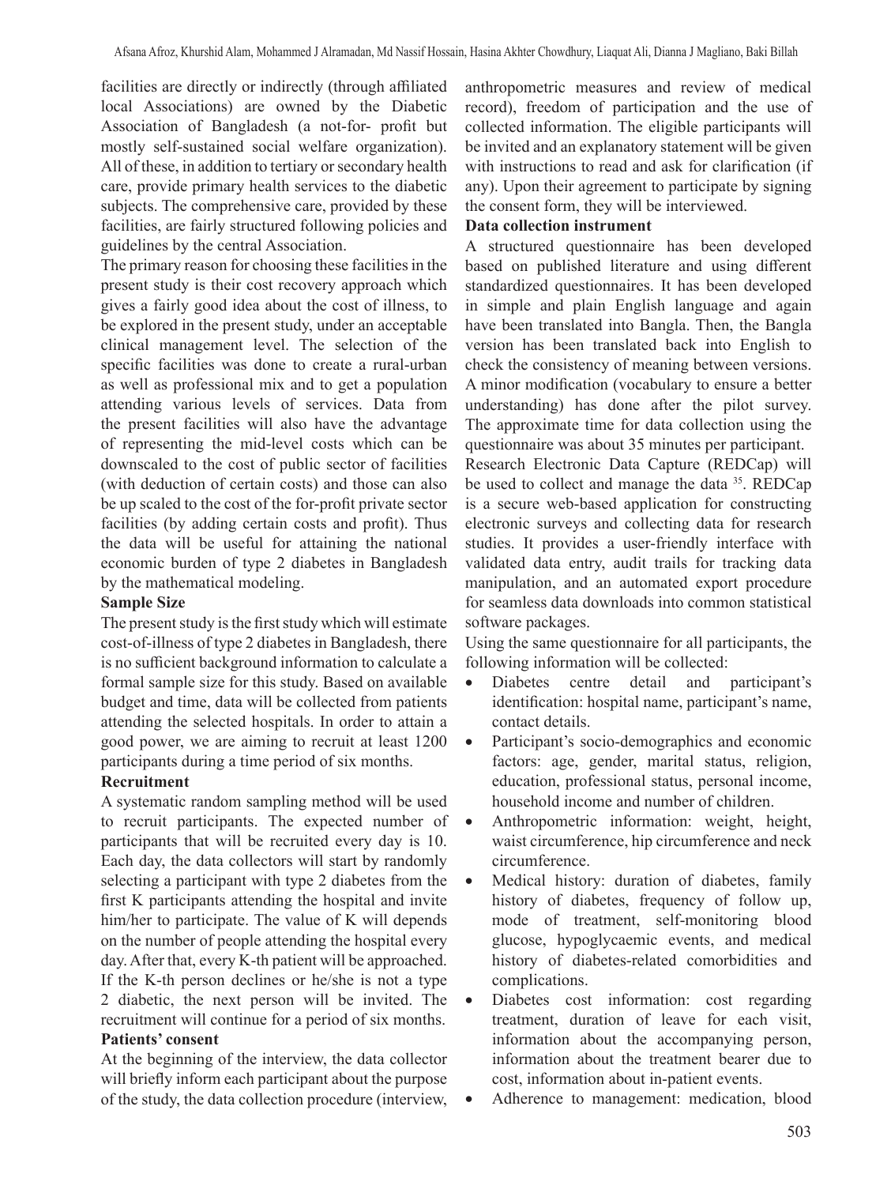facilities are directly or indirectly (through affiliated local Associations) are owned by the Diabetic Association of Bangladesh (a not-for- profit but mostly self-sustained social welfare organization). All of these, in addition to tertiary or secondary health care, provide primary health services to the diabetic subjects. The comprehensive care, provided by these facilities, are fairly structured following policies and guidelines by the central Association.

The primary reason for choosing these facilities in the present study is their cost recovery approach which gives a fairly good idea about the cost of illness, to be explored in the present study, under an acceptable clinical management level. The selection of the specific facilities was done to create a rural-urban as well as professional mix and to get a population attending various levels of services. Data from the present facilities will also have the advantage of representing the mid-level costs which can be downscaled to the cost of public sector of facilities (with deduction of certain costs) and those can also be up scaled to the cost of the for-profit private sector facilities (by adding certain costs and profit). Thus the data will be useful for attaining the national economic burden of type 2 diabetes in Bangladesh by the mathematical modeling.

**Sample Size**

The present study is the first study which will estimate cost-of-illness of type 2 diabetes in Bangladesh, there is no sufficient background information to calculate a formal sample size for this study. Based on available budget and time, data will be collected from patients attending the selected hospitals. In order to attain a good power, we are aiming to recruit at least 1200 participants during a time period of six months.

**Recruitment**

A systematic random sampling method will be used to recruit participants. The expected number of participants that will be recruited every day is 10. Each day, the data collectors will start by randomly selecting a participant with type 2 diabetes from the first K participants attending the hospital and invite him/her to participate. The value of K will depends on the number of people attending the hospital every day. After that, every K-th patient will be approached. If the K-th person declines or he/she is not a type 2 diabetic, the next person will be invited. The recruitment will continue for a period of six months.

**Patients' consent**

At the beginning of the interview, the data collector will briefly inform each participant about the purpose of the study, the data collection procedure (interview, anthropometric measures and review of medical record), freedom of participation and the use of collected information. The eligible participants will be invited and an explanatory statement will be given with instructions to read and ask for clarification (if any). Upon their agreement to participate by signing the consent form, they will be interviewed.

**Data collection instrument**

A structured questionnaire has been developed based on published literature and using different standardized questionnaires. It has been developed in simple and plain English language and again have been translated into Bangla. Then, the Bangla version has been translated back into English to check the consistency of meaning between versions. A minor modification (vocabulary to ensure a better understanding) has done after the pilot survey. The approximate time for data collection using the questionnaire was about 35 minutes per participant.

Research Electronic Data Capture (REDCap) will be used to collect and manage the data [35]. REDCap is a secure web-based application for constructing electronic surveys and collecting data for research studies. It provides a user-friendly interface with validated data entry, audit trails for tracking data manipulation, and an automated export procedure for seamless data downloads into common statistical software packages.

Using the same questionnaire for all participants, the following information will be collected:

- Diabetes centre detail and participant's identification: hospital name, participant's name, contact details.
- Participant's socio-demographics and economic factors: age, gender, marital status, religion, education, professional status, personal income, household income and number of children.
- Anthropometric information: weight, height, waist circumference, hip circumference and neck circumference.
- Medical history: duration of diabetes, family history of diabetes, frequency of follow up, mode of treatment, self-monitoring blood glucose, hypoglycaemic events, and medical history of diabetes-related comorbidities and complications.
- Diabetes cost information: cost regarding treatment, duration of leave for each visit, information about the accompanying person, information about the treatment bearer due to cost, information about in-patient events.
- Adherence to management: medication, blood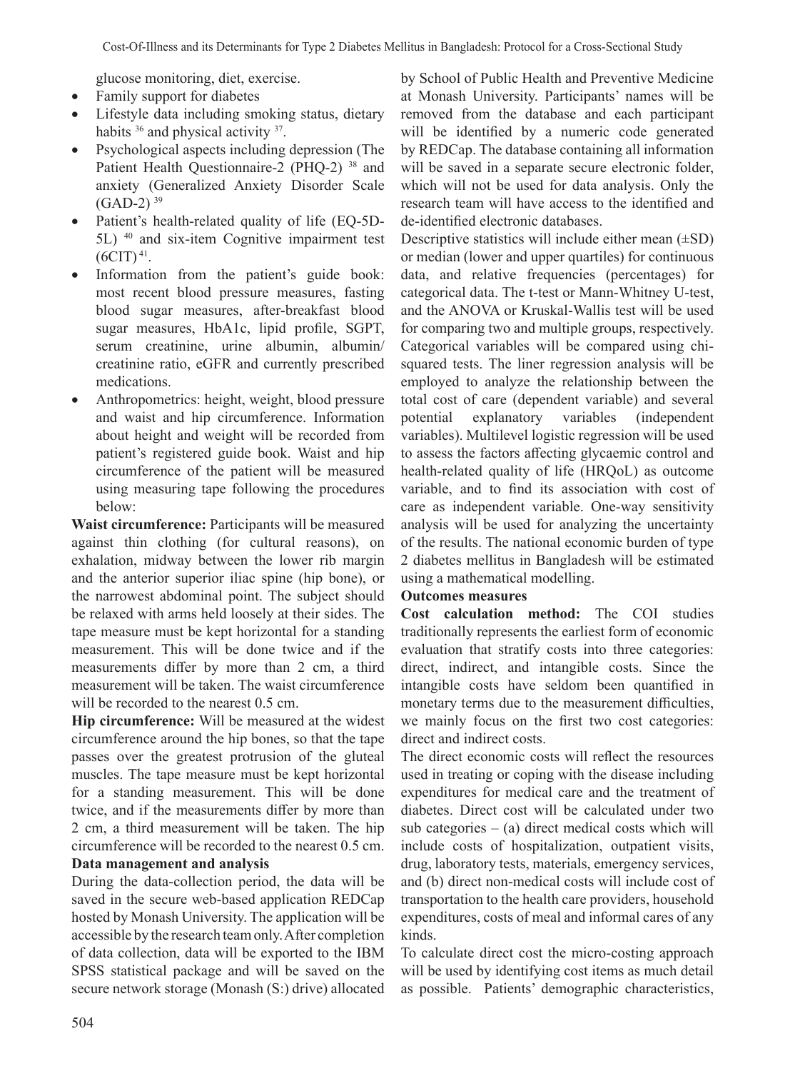glucose monitoring, diet, exercise.

- Family support for diabetes
- Lifestyle data including smoking status, dietary habits [36] and physical activity [37].
- Psychological aspects including depression (The Patient Health Questionnaire-2 (PHQ-2) [38] and anxiety (Generalized Anxiety Disorder Scale (GAD-2) [39]
- Patient's health-related quality of life (EQ-5D-5L) [40] and six-item Cognitive impairment test (6CIT) [41].
- Information from the patient's guide book: most recent blood pressure measures, fasting blood sugar measures, after-breakfast blood sugar measures, HbA1c, lipid profile, SGPT, serum creatinine, urine albumin, albumin/creatinine ratio, eGFR and currently prescribed medications.
- Anthropometrics: height, weight, blood pressure and waist and hip circumference. Information about height and weight will be recorded from patient's registered guide book. Waist and hip circumference of the patient will be measured using measuring tape following the procedures below:

**Waist circumference:** Participants will be measured against thin clothing (for cultural reasons), on exhalation, midway between the lower rib margin and the anterior superior iliac spine (hip bone), or the narrowest abdominal point. The subject should be relaxed with arms held loosely at their sides. The tape measure must be kept horizontal for a standing measurement. This will be done twice and if the measurements differ by more than 2 cm, a third measurement will be taken. The waist circumference will be recorded to the nearest 0.5 cm.

**Hip circumference:** Will be measured at the widest circumference around the hip bones, so that the tape passes over the greatest protrusion of the gluteal muscles. The tape measure must be kept horizontal for a standing measurement. This will be done twice, and if the measurements differ by more than 2 cm, a third measurement will be taken. The hip circumference will be recorded to the nearest 0.5 cm.

**Data management and analysis**

During the data-collection period, the data will be saved in the secure web-based application REDCap hosted by Monash University. The application will be accessible by the research team only. After completion of data collection, data will be exported to the IBM SPSS statistical package and will be saved on the secure network storage (Monash (S:) drive) allocated by School of Public Health and Preventive Medicine at Monash University. Participants' names will be removed from the database and each participant will be identified by a numeric code generated by REDCap. The database containing all information will be saved in a separate secure electronic folder, which will not be used for data analysis. Only the research team will have access to the identified and de-identified electronic databases.

Descriptive statistics will include either mean (±SD) or median (lower and upper quartiles) for continuous data, and relative frequencies (percentages) for categorical data. The t-test or Mann-Whitney U-test, and the ANOVA or Kruskal-Wallis test will be used for comparing two and multiple groups, respectively. Categorical variables will be compared using chi-squared tests. The liner regression analysis will be employed to analyze the relationship between the total cost of care (dependent variable) and several potential explanatory variables (independent variables). Multilevel logistic regression will be used to assess the factors affecting glycaemic control and health-related quality of life (HRQoL) as outcome variable, and to find its association with cost of care as independent variable. One-way sensitivity analysis will be used for analyzing the uncertainty of the results. The national economic burden of type 2 diabetes mellitus in Bangladesh will be estimated using a mathematical modelling.

**Outcomes measures**

**Cost calculation method:** The COI studies traditionally represents the earliest form of economic evaluation that stratify costs into three categories: direct, indirect, and intangible costs. Since the intangible costs have seldom been quantified in monetary terms due to the measurement difficulties, we mainly focus on the first two cost categories: direct and indirect costs.

The direct economic costs will reflect the resources used in treating or coping with the disease including expenditures for medical care and the treatment of diabetes. Direct cost will be calculated under two sub categories – (a) direct medical costs which will include costs of hospitalization, outpatient visits, drug, laboratory tests, materials, emergency services, and (b) direct non-medical costs will include cost of transportation to the health care providers, household expenditures, costs of meal and informal cares of any kinds.

To calculate direct cost the micro-costing approach will be used by identifying cost items as much detail as possible. Patients' demographic characteristics,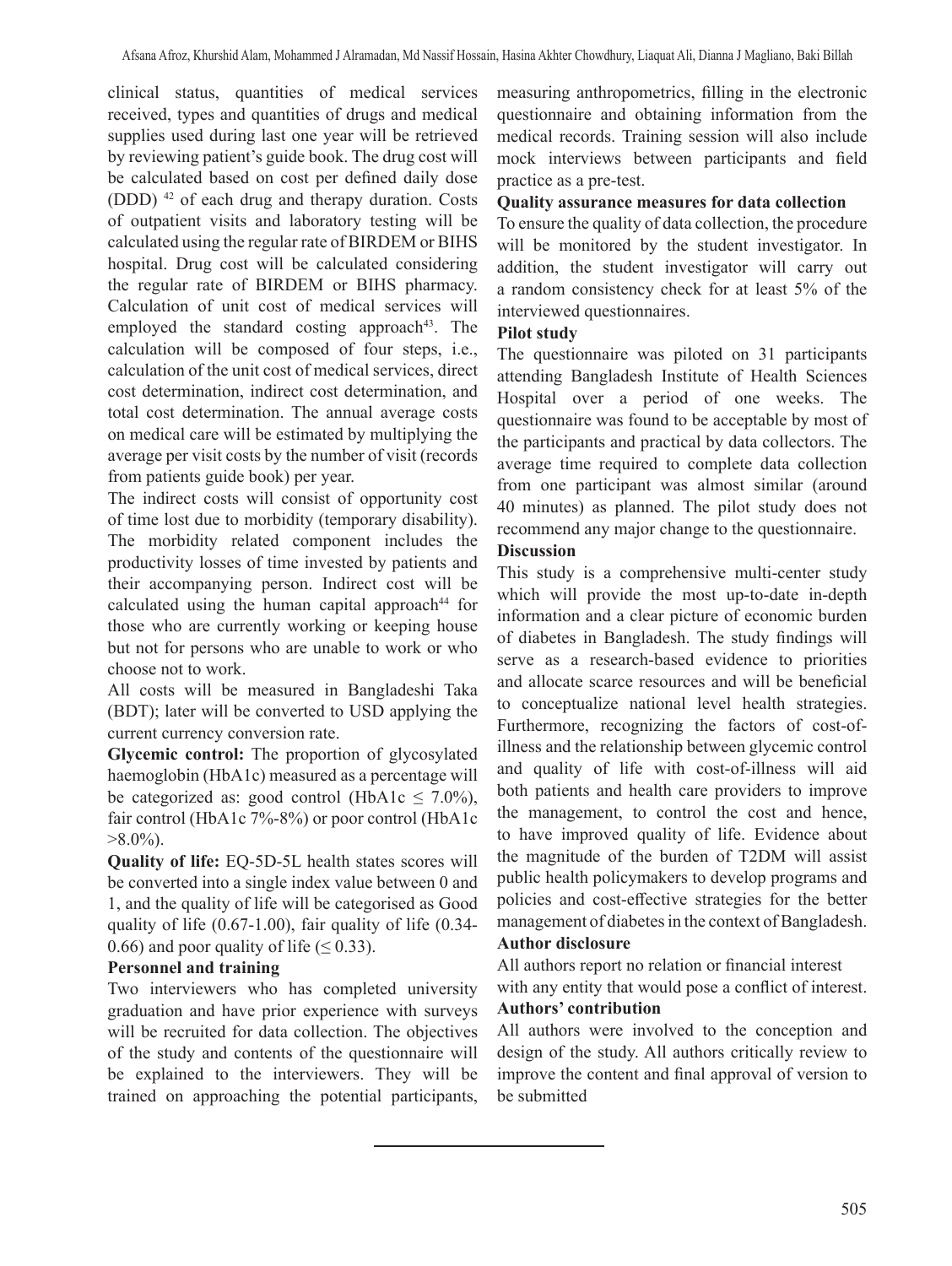clinical status, quantities of medical services received, types and quantities of drugs and medical supplies used during last one year will be retrieved by reviewing patient's guide book. The drug cost will be calculated based on cost per defined daily dose (DDD) [42] of each drug and therapy duration. Costs of outpatient visits and laboratory testing will be calculated using the regular rate of BIRDEM or BIHS hospital. Drug cost will be calculated considering the regular rate of BIRDEM or BIHS pharmacy. Calculation of unit cost of medical services will employed the standard costing approach[43]. The calculation will be composed of four steps, i.e., calculation of the unit cost of medical services, direct cost determination, indirect cost determination, and total cost determination. The annual average costs on medical care will be estimated by multiplying the average per visit costs by the number of visit (records from patients guide book) per year.

The indirect costs will consist of opportunity cost of time lost due to morbidity (temporary disability). The morbidity related component includes the productivity losses of time invested by patients and their accompanying person. Indirect cost will be calculated using the human capital approach[44] for those who are currently working or keeping house but not for persons who are unable to work or who choose not to work.

All costs will be measured in Bangladeshi Taka (BDT); later will be converted to USD applying the current currency conversion rate.

**Glycemic control:** The proportion of glycosylated haemoglobin (HbA1c) measured as a percentage will be categorized as: good control (HbA1c $\leq$ 7.0%), fair control (HbA1c 7%-8%) or poor control (HbA1c >8.0%).

**Quality of life:** EQ-5D-5L health states scores will be converted into a single index value between 0 and 1, and the quality of life will be categorised as Good quality of life (0.67-1.00), fair quality of life (0.34-0.66) and poor quality of life ($\leq$ 0.33).

**Personnel and training**

Two interviewers who has completed university graduation and have prior experience with surveys will be recruited for data collection. The objectives of the study and contents of the questionnaire will be explained to the interviewers. They will be trained on approaching the potential participants, measuring anthropometrics, filling in the electronic questionnaire and obtaining information from the medical records. Training session will also include mock interviews between participants and field practice as a pre-test.

**Quality assurance measures for data collection**

To ensure the quality of data collection, the procedure will be monitored by the student investigator. In addition, the student investigator will carry out a random consistency check for at least 5% of the interviewed questionnaires.

**Pilot study**

The questionnaire was piloted on 31 participants attending Bangladesh Institute of Health Sciences Hospital over a period of one weeks. The questionnaire was found to be acceptable by most of the participants and practical by data collectors. The average time required to complete data collection from one participant was almost similar (around 40 minutes) as planned. The pilot study does not recommend any major change to the questionnaire.

**Discussion**

This study is a comprehensive multi-center study which will provide the most up-to-date in-depth information and a clear picture of economic burden of diabetes in Bangladesh. The study findings will serve as a research-based evidence to priorities and allocate scarce resources and will be beneficial to conceptualize national level health strategies. Furthermore, recognizing the factors of cost-of-illness and the relationship between glycemic control and quality of life with cost-of-illness will aid both patients and health care providers to improve the management, to control the cost and hence, to have improved quality of life. Evidence about the magnitude of the burden of T2DM will assist public health policymakers to develop programs and policies and cost-effective strategies for the better management of diabetes in the context of Bangladesh.

**Author disclosure**

All authors report no relation or financial interest with any entity that would pose a conflict of interest.

**Authors' contribution**

All authors were involved to the conception and design of the study. All authors critically review to improve the content and final approval of version to be submitted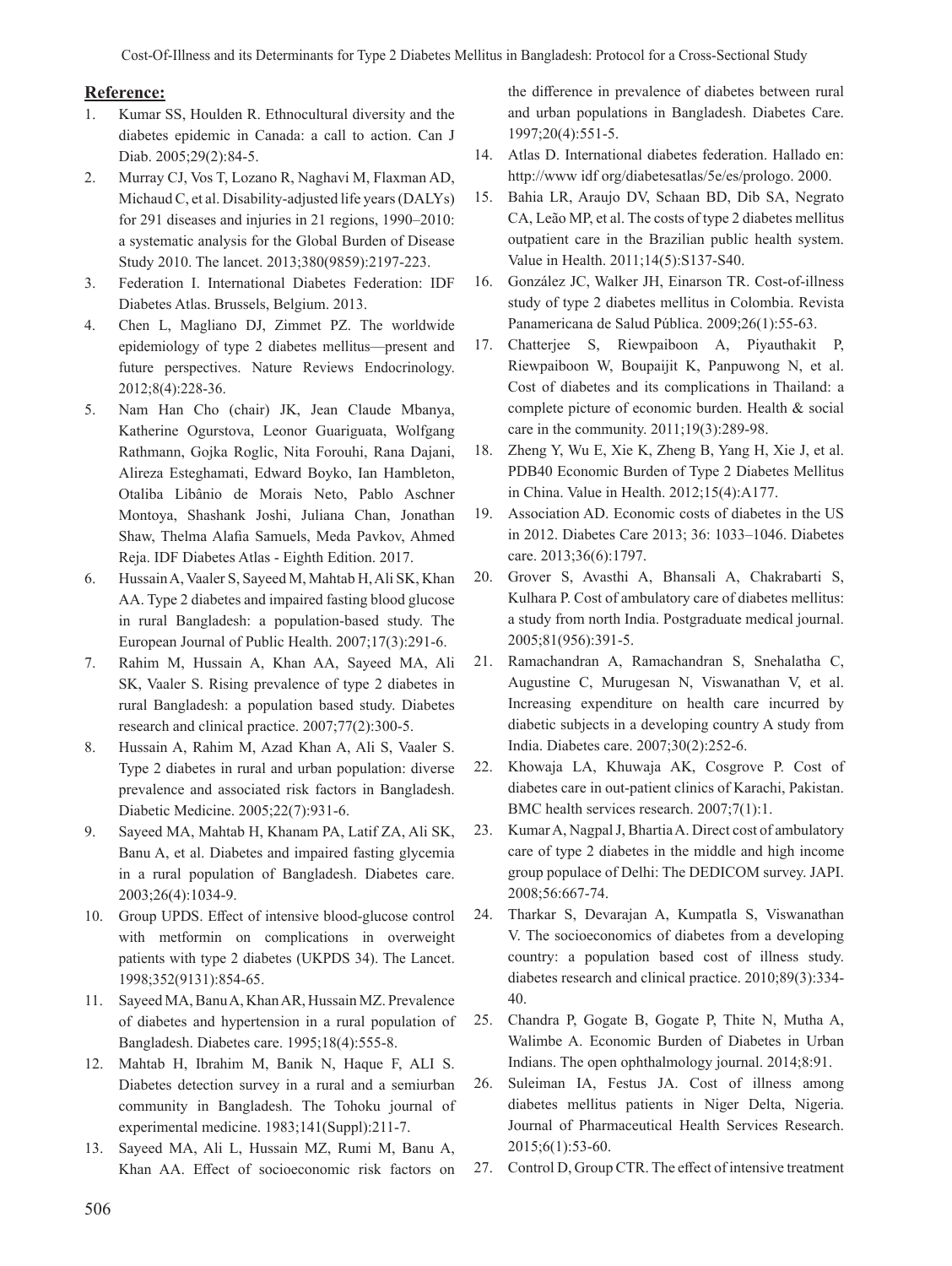**Reference:**

1. Kumar SS, Houlden R. Ethnocultural diversity and the diabetes epidemic in Canada: a call to action. Can J Diab. 2005;29(2):84-5.
2. Murray CJ, Vos T, Lozano R, Naghavi M, Flaxman AD, Michaud C, et al. Disability-adjusted life years (DALYs) for 291 diseases and injuries in 21 regions, 1990–2010: a systematic analysis for the Global Burden of Disease Study 2010. The lancet. 2013;380(9859):2197-223.
3. Federation I. International Diabetes Federation: IDF Diabetes Atlas. Brussels, Belgium. 2013.
4. Chen L, Magliano DJ, Zimmet PZ. The worldwide epidemiology of type 2 diabetes mellitus—present and future perspectives. Nature Reviews Endocrinology. 2012;8(4):228-36.
5. Nam Han Cho (chair) JK, Jean Claude Mbanya, Katherine Ogurstova, Leonor Guariguata, Wolfgang Rathmann, Gojka Roglic, Nita Forouhi, Rana Dajani, Alireza Esteghamati, Edward Boyko, Ian Hambleton, Otaliba Libânio de Morais Neto, Pablo Aschner Montoya, Shashank Joshi, Juliana Chan, Jonathan Shaw, Thelma Alafia Samuels, Meda Pavkov, Ahmed Reja. IDF Diabetes Atlas - Eighth Edition. 2017.
6. Hussain A, Vaaler S, Sayeed M, Mahtab H, Ali SK, Khan AA. Type 2 diabetes and impaired fasting blood glucose in rural Bangladesh: a population-based study. The European Journal of Public Health. 2007;17(3):291-6.
7. Rahim M, Hussain A, Khan AA, Sayeed MA, Ali SK, Vaaler S. Rising prevalence of type 2 diabetes in rural Bangladesh: a population based study. Diabetes research and clinical practice. 2007;77(2):300-5.
8. Hussain A, Rahim M, Azad Khan A, Ali S, Vaaler S. Type 2 diabetes in rural and urban population: diverse prevalence and associated risk factors in Bangladesh. Diabetic Medicine. 2005;22(7):931-6.
9. Sayeed MA, Mahtab H, Khanam PA, Latif ZA, Ali SK, Banu A, et al. Diabetes and impaired fasting glycemia in a rural population of Bangladesh. Diabetes care. 2003;26(4):1034-9.
10. Group UPDS. Effect of intensive blood-glucose control with metformin on complications in overweight patients with type 2 diabetes (UKPDS 34). The Lancet. 1998;352(9131):854-65.
11. Sayeed MA, Banu A, Khan AR, Hussain MZ. Prevalence of diabetes and hypertension in a rural population of Bangladesh. Diabetes care. 1995;18(4):555-8.
12. Mahtab H, Ibrahim M, Banik N, Haque F, ALI S. Diabetes detection survey in a rural and a semiurban community in Bangladesh. The Tohoku journal of experimental medicine. 1983;141(Suppl):211-7.
13. Sayeed MA, Ali L, Hussain MZ, Rumi M, Banu A, Khan AA. Effect of socioeconomic risk factors on the difference in prevalence of diabetes between rural and urban populations in Bangladesh. Diabetes Care. 1997;20(4):551-5.
14. Atlas D. International diabetes federation. Hallado en: http://www idf org/diabetesatlas/5e/es/prologo. 2000.
15. Bahia LR, Araujo DV, Schaan BD, Dib SA, Negrato CA, Leão MP, et al. The costs of type 2 diabetes mellitus outpatient care in the Brazilian public health system. Value in Health. 2011;14(5):S137-S40.
16. González JC, Walker JH, Einarson TR. Cost-of-illness study of type 2 diabetes mellitus in Colombia. Revista Panamericana de Salud Pública. 2009;26(1):55-63.
17. Chatterjee S, Riewpaiboon A, Piyauthakit P, Riewpaiboon W, Boupaijit K, Panpuwong N, et al. Cost of diabetes and its complications in Thailand: a complete picture of economic burden. Health & social care in the community. 2011;19(3):289-98.
18. Zheng Y, Wu E, Xie K, Zheng B, Yang H, Xie J, et al. PDB40 Economic Burden of Type 2 Diabetes Mellitus in China. Value in Health. 2012;15(4):A177.
19. Association AD. Economic costs of diabetes in the US in 2012. Diabetes Care 2013; 36: 1033–1046. Diabetes care. 2013;36(6):1797.
20. Grover S, Avasthi A, Bhansali A, Chakrabarti S, Kulhara P. Cost of ambulatory care of diabetes mellitus: a study from north India. Postgraduate medical journal. 2005;81(956):391-5.
21. Ramachandran A, Ramachandran S, Snehalatha C, Augustine C, Murugesan N, Viswanathan V, et al. Increasing expenditure on health care incurred by diabetic subjects in a developing country A study from India. Diabetes care. 2007;30(2):252-6.
22. Khowaja LA, Khuwaja AK, Cosgrove P. Cost of diabetes care in out-patient clinics of Karachi, Pakistan. BMC health services research. 2007;7(1):1.
23. Kumar A, Nagpal J, Bhartia A. Direct cost of ambulatory care of type 2 diabetes in the middle and high income group populace of Delhi: The DEDICOM survey. JAPI. 2008;56:667-74.
24. Tharkar S, Devarajan A, Kumpatla S, Viswanathan V. The socioeconomics of diabetes from a developing country: a population based cost of illness study. diabetes research and clinical practice. 2010;89(3):334-40.
25. Chandra P, Gogate B, Gogate P, Thite N, Mutha A, Walimbe A. Economic Burden of Diabetes in Urban Indians. The open ophthalmology journal. 2014;8:91.
26. Suleiman IA, Festus JA. Cost of illness among diabetes mellitus patients in Niger Delta, Nigeria. Journal of Pharmaceutical Health Services Research. 2015;6(1):53-60.
27. Control D, Group CTR. The effect of intensive treatment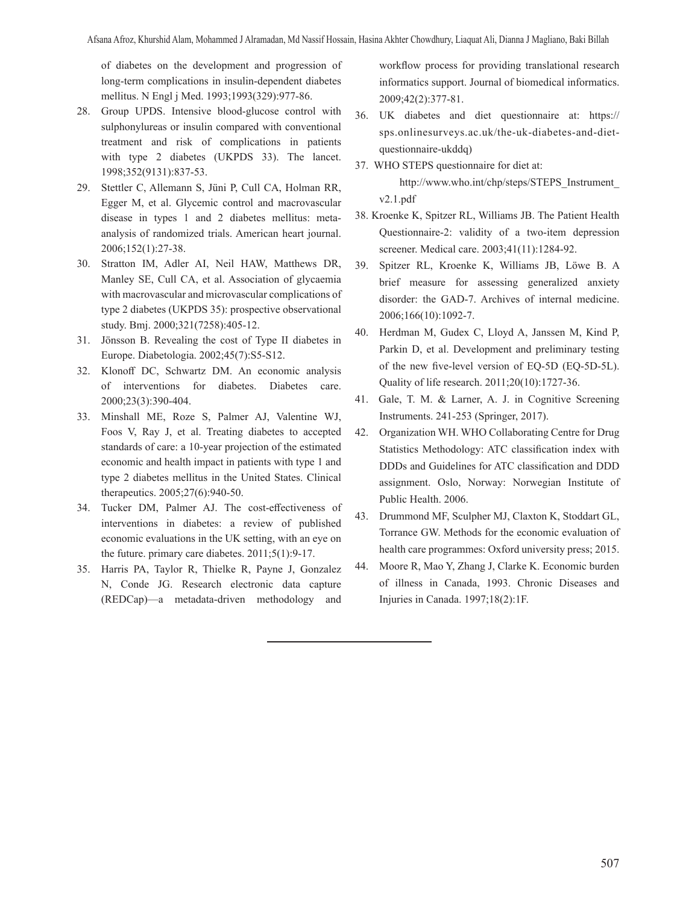of diabetes on the development and progression of long-term complications in insulin-dependent diabetes mellitus. N Engl j Med. 1993;1993(329):977-86.

28. Group UPDS. Intensive blood-glucose control with sulphonylureas or insulin compared with conventional treatment and risk of complications in patients with type 2 diabetes (UKPDS 33). The lancet. 1998;352(9131):837-53.
29. Stettler C, Allemann S, Jüni P, Cull CA, Holman RR, Egger M, et al. Glycemic control and macrovascular disease in types 1 and 2 diabetes mellitus: meta-analysis of randomized trials. American heart journal. 2006;152(1):27-38.
30. Stratton IM, Adler AI, Neil HAW, Matthews DR, Manley SE, Cull CA, et al. Association of glycaemia with macrovascular and microvascular complications of type 2 diabetes (UKPDS 35): prospective observational study. Bmj. 2000;321(7258):405-12.
31. Jönsson B. Revealing the cost of Type II diabetes in Europe. Diabetologia. 2002;45(7):S5-S12.
32. Klonoff DC, Schwartz DM. An economic analysis of interventions for diabetes. Diabetes care. 2000;23(3):390-404.
33. Minshall ME, Roze S, Palmer AJ, Valentine WJ, Foos V, Ray J, et al. Treating diabetes to accepted standards of care: a 10-year projection of the estimated economic and health impact in patients with type 1 and type 2 diabetes mellitus in the United States. Clinical therapeutics. 2005;27(6):940-50.
34. Tucker DM, Palmer AJ. The cost-effectiveness of interventions in diabetes: a review of published economic evaluations in the UK setting, with an eye on the future. primary care diabetes. 2011;5(1):9-17.
35. Harris PA, Taylor R, Thielke R, Payne J, Gonzalez N, Conde JG. Research electronic data capture (REDCap)—a metadata-driven methodology and workflow process for providing translational research informatics support. Journal of biomedical informatics. 2009;42(2):377-81.
36. UK diabetes and diet questionnaire at: https://sps.onlinesurveys.ac.uk/the-uk-diabetes-and-diet-questionnaire-ukddq)
37. WHO STEPS questionnaire for diet at: http://www.who.int/chp/steps/STEPS_Instrument_v2.1.pdf
38. Kroenke K, Spitzer RL, Williams JB. The Patient Health Questionnaire-2: validity of a two-item depression screener. Medical care. 2003;41(11):1284-92.
39. Spitzer RL, Kroenke K, Williams JB, Löwe B. A brief measure for assessing generalized anxiety disorder: the GAD-7. Archives of internal medicine. 2006;166(10):1092-7.
40. Herdman M, Gudex C, Lloyd A, Janssen M, Kind P, Parkin D, et al. Development and preliminary testing of the new five-level version of EQ-5D (EQ-5D-5L). Quality of life research. 2011;20(10):1727-36.
41. Gale, T. M. & Larner, A. J. in Cognitive Screening Instruments. 241-253 (Springer, 2017).
42. Organization WH. WHO Collaborating Centre for Drug Statistics Methodology: ATC classification index with DDDs and Guidelines for ATC classification and DDD assignment. Oslo, Norway: Norwegian Institute of Public Health. 2006.
43. Drummond MF, Sculpher MJ, Claxton K, Stoddart GL, Torrance GW. Methods for the economic evaluation of health care programmes: Oxford university press; 2015.
44. Moore R, Mao Y, Zhang J, Clarke K. Economic burden of illness in Canada, 1993. Chronic Diseases and Injuries in Canada. 1997;18(2):1F.